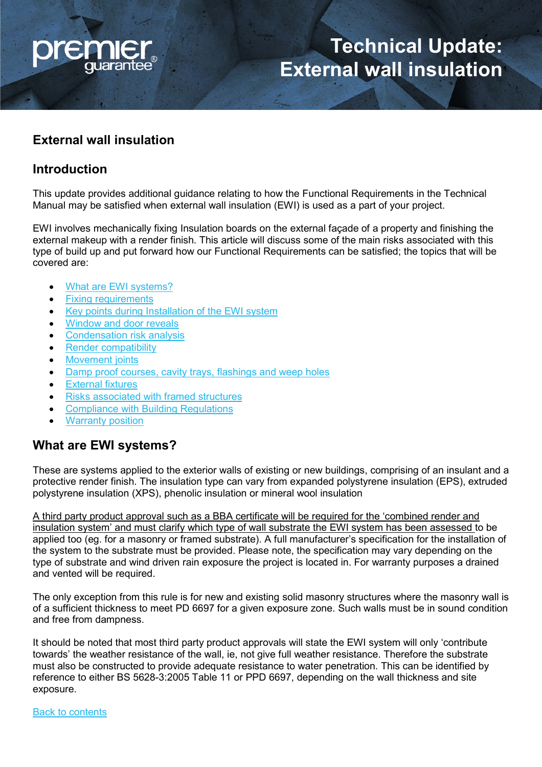# Technical Update: External wall insulation

## External wall insulation

## Introduction

This update provides additional guidance relating to how the Functional Requirements in the Technical Manual may be satisfied when external wall insulation (EWI) is used as a part of your project.

EWI involves mechanically fixing Insulation boards on the external façade of a property and finishing the external makeup with a render finish. This article will discuss some of the main risks associated with this type of build up and put forward how our Functional Requirements can be satisfied; the topics that will be covered are:

- What are EWI systems?
- Fixing requirements
- Key points during Installation of the EWI system
- Window and door reveals
- Condensation risk analysis
- Render compatibility
- Movement joints
- Damp proof courses, cavity trays, flashings and weep holes
- External fixtures
- Risks associated with framed structures
- Compliance with Building Regulations
- Warranty position

## What are EWI systems?

These are systems applied to the exterior walls of existing or new buildings, comprising of an insulant and a protective render finish. The insulation type can vary from expanded polystyrene insulation (EPS), extruded polystyrene insulation (XPS), phenolic insulation or mineral wool insulation

A third party product approval such as a BBA certificate will be required for the 'combined render and insulation system' and must clarify which type of wall substrate the EWI system has been assessed to be applied too (eg. for a masonry or framed substrate). A full manufacturer's specification for the installation of the system to the substrate must be provided. Please note, the specification may vary depending on the type of substrate and wind driven rain exposure the project is located in. For warranty purposes a drained and vented will be required.

The only exception from this rule is for new and existing solid masonry structures where the masonry wall is of a sufficient thickness to meet PD 6697 for a given exposure zone. Such walls must be in sound condition and free from dampness.

It should be noted that most third party product approvals will state the EWI system will only 'contribute towards' the weather resistance of the wall, ie, not give full weather resistance. Therefore the substrate must also be constructed to provide adequate resistance to water penetration. This can be identified by reference to either BS 5628-3:2005 Table 11 or PPD 6697, depending on the wall thickness and site exposure.

Back to contents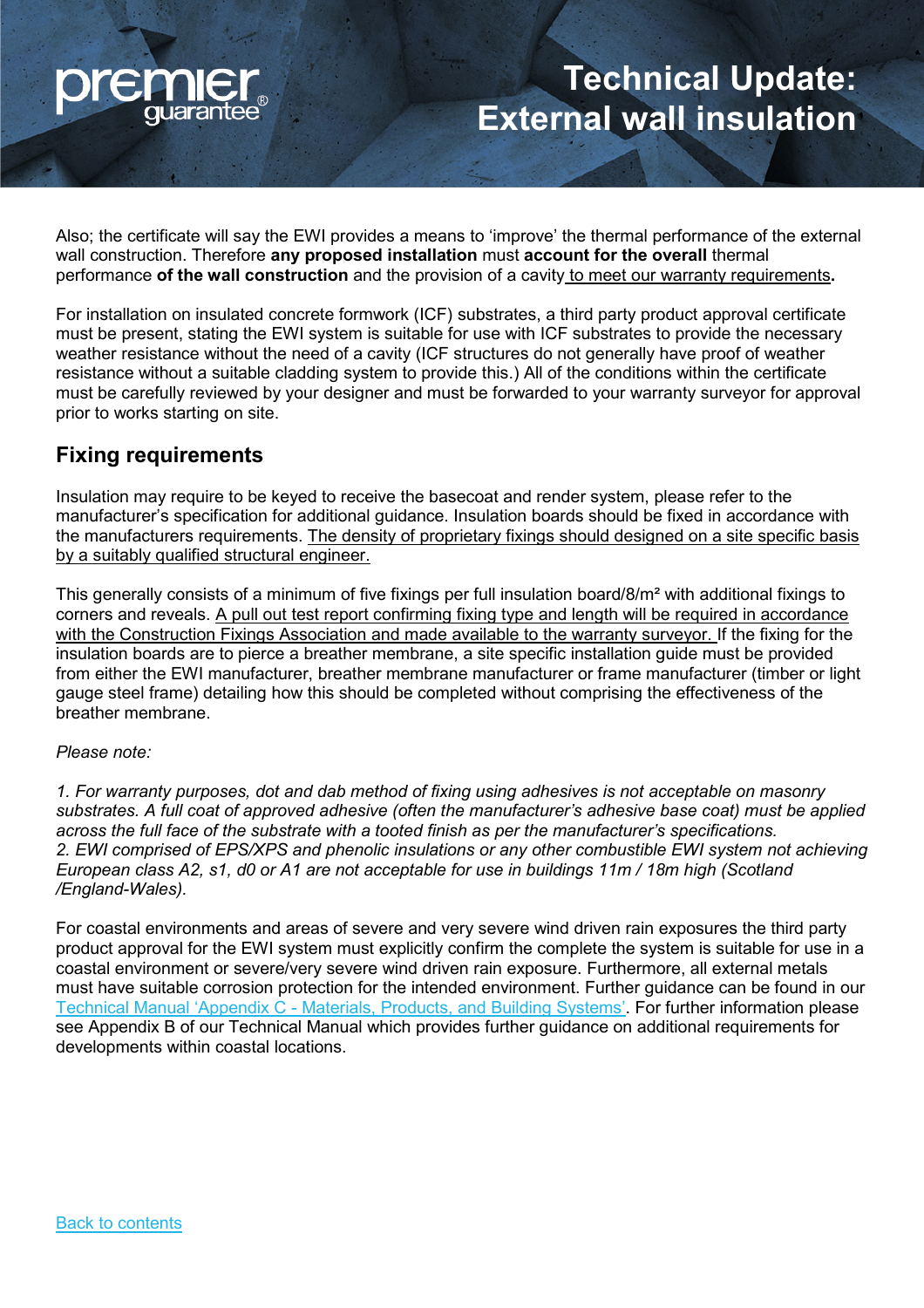Also; the certificate will say the EWI provides a means to 'improve' the thermal performance of the external wall construction. Therefore **any proposed installation** must **account for the overall** thermal performance **of the wall construction** and the provision of a cavity to meet our warranty requirements**.**

For installation on insulated concrete formwork (ICF) substrates, a third party product approval certificate must be present, stating the EWI system is suitable for use with ICF substrates to provide the necessary weather resistance without the need of a cavity (ICF structures do not generally have proof of weather resistance without a suitable cladding system to provide this.) All of the conditions within the certificate must be carefully reviewed by your designer and must be forwarded to your warranty surveyor for approval prior to works starting on site.

## Fixing requirements

Insulation may require to be keyed to receive the basecoat and render system, please refer to the manufacturer's specification for additional guidance. Insulation boards should be fixed in accordance with the manufacturers requirements. The density of proprietary fixings should designed on a site specific basis by a suitably qualified structural engineer.

This generally consists of a minimum of five fixings per full insulation board/8/m² with additional fixings to corners and reveals. A pull out test report confirming fixing type and length will be required in accordance with the Construction Fixings Association and made available to the warranty surveyor. If the fixing for the insulation boards are to pierce a breather membrane, a site specific installation guide must be provided from either the EWI manufacturer, breather membrane manufacturer or frame manufacturer (timber or light gauge steel frame) detailing how this should be completed without comprising the effectiveness of the breather membrane.

*Please note:*

*1. For warranty purposes, dot and dab method of fixing using adhesives is not acceptable on masonry substrates. A full coat of approved adhesive (often the manufacturer's adhesive base coat) must be applied across the full face of the substrate with a tooted finish as per the manufacturer's specifications.*
*2. EWI comprised of EPS/XPS and phenolic insulations or any other combustible EWI system not achieving European class A2, s1, d0 or A1 are not acceptable for use in buildings 11m / 18m high (Scotland /England-Wales).*

For coastal environments and areas of severe and very severe wind driven rain exposures the third party product approval for the EWI system must explicitly confirm the complete the system is suitable for use in a coastal environment or severe/very severe wind driven rain exposure. Furthermore, all external metals must have suitable corrosion protection for the intended environment. Further guidance can be found in our Technical Manual 'Appendix C - Materials, Products, and Building Systems'. For further information please see Appendix B of our Technical Manual which provides further guidance on additional requirements for developments within coastal locations.

Back to contents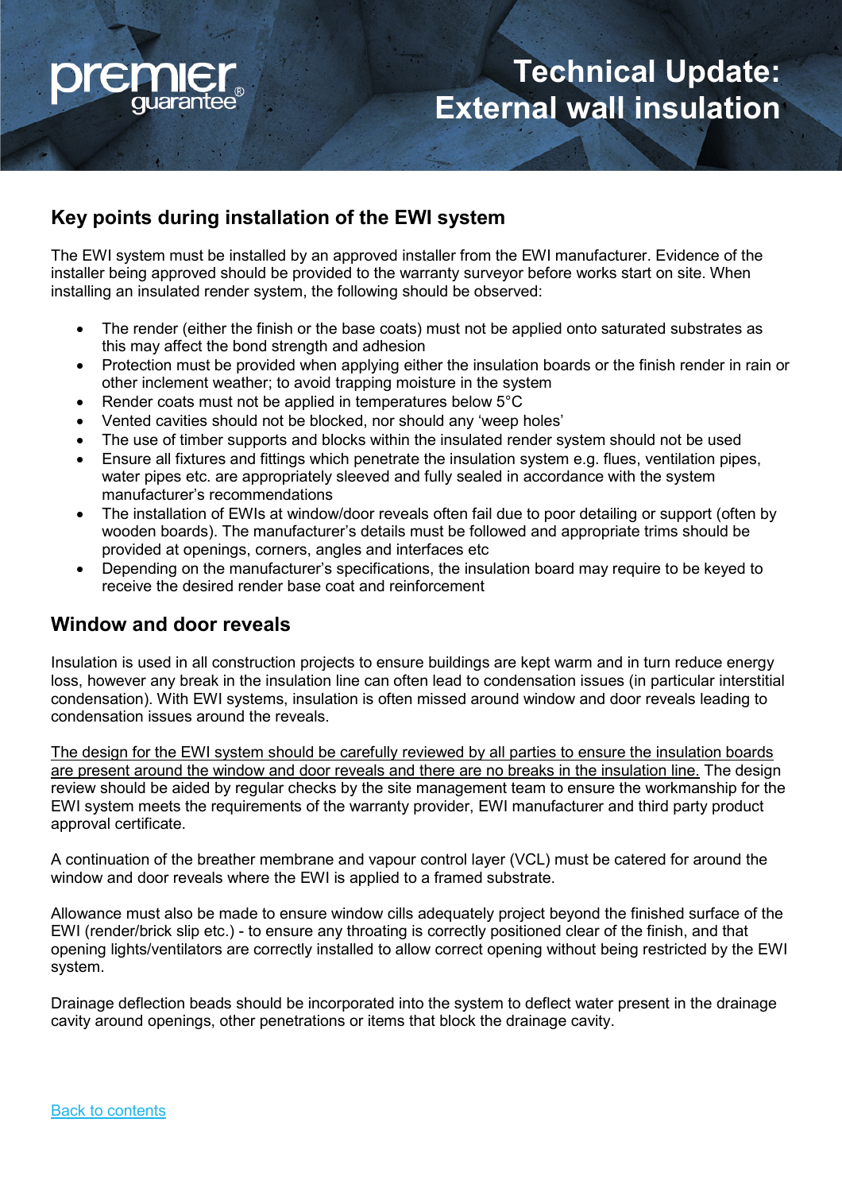# Technical Update: External wall insulation

## Key points during installation of the EWI system

The EWI system must be installed by an approved installer from the EWI manufacturer. Evidence of the installer being approved should be provided to the warranty surveyor before works start on site. When installing an insulated render system, the following should be observed:

- The render (either the finish or the base coats) must not be applied onto saturated substrates as this may affect the bond strength and adhesion
- Protection must be provided when applying either the insulation boards or the finish render in rain or other inclement weather; to avoid trapping moisture in the system
- Render coats must not be applied in temperatures below 5°C
- Vented cavities should not be blocked, nor should any 'weep holes'
- The use of timber supports and blocks within the insulated render system should not be used
- Ensure all fixtures and fittings which penetrate the insulation system e.g. flues, ventilation pipes, water pipes etc. are appropriately sleeved and fully sealed in accordance with the system manufacturer's recommendations
- The installation of EWIs at window/door reveals often fail due to poor detailing or support (often by wooden boards). The manufacturer's details must be followed and appropriate trims should be provided at openings, corners, angles and interfaces etc
- Depending on the manufacturer's specifications, the insulation board may require to be keyed to receive the desired render base coat and reinforcement

## Window and door reveals

Insulation is used in all construction projects to ensure buildings are kept warm and in turn reduce energy loss, however any break in the insulation line can often lead to condensation issues (in particular interstitial condensation). With EWI systems, insulation is often missed around window and door reveals leading to condensation issues around the reveals.

The design for the EWI system should be carefully reviewed by all parties to ensure the insulation boards are present around the window and door reveals and there are no breaks in the insulation line. The design review should be aided by regular checks by the site management team to ensure the workmanship for the EWI system meets the requirements of the warranty provider, EWI manufacturer and third party product approval certificate.

A continuation of the breather membrane and vapour control layer (VCL) must be catered for around the window and door reveals where the EWI is applied to a framed substrate.

Allowance must also be made to ensure window cills adequately project beyond the finished surface of the EWI (render/brick slip etc.) - to ensure any throating is correctly positioned clear of the finish, and that opening lights/ventilators are correctly installed to allow correct opening without being restricted by the EWI system.

Drainage deflection beads should be incorporated into the system to deflect water present in the drainage cavity around openings, other penetrations or items that block the drainage cavity.

Back to contents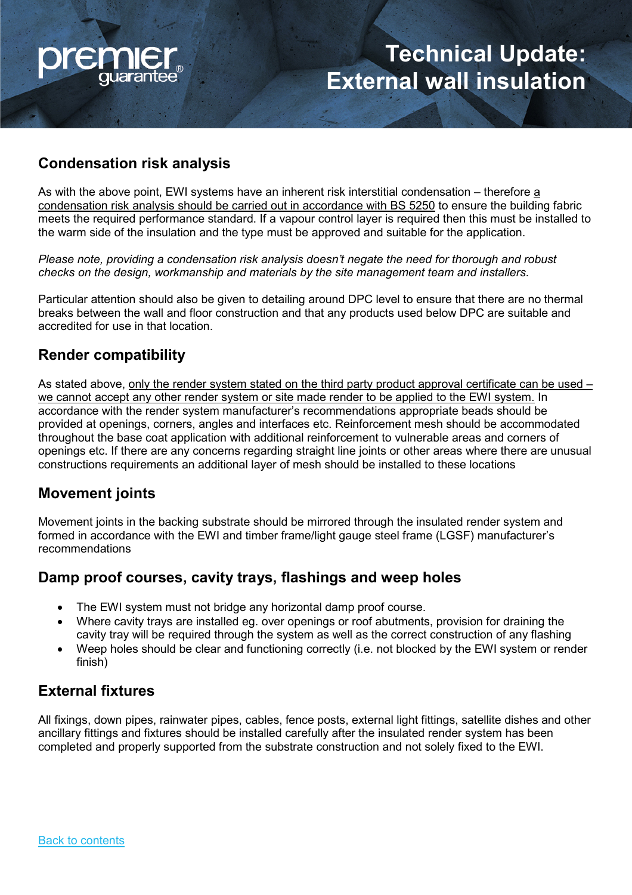# Technical Update: External wall insulation

## Condensation risk analysis

As with the above point, EWI systems have an inherent risk interstitial condensation – therefore a condensation risk analysis should be carried out in accordance with BS 5250 to ensure the building fabric meets the required performance standard. If a vapour control layer is required then this must be installed to the warm side of the insulation and the type must be approved and suitable for the application.

*Please note, providing a condensation risk analysis doesn't negate the need for thorough and robust checks on the design, workmanship and materials by the site management team and installers.*

Particular attention should also be given to detailing around DPC level to ensure that there are no thermal breaks between the wall and floor construction and that any products used below DPC are suitable and accredited for use in that location.

## Render compatibility

As stated above, only the render system stated on the third party product approval certificate can be used – we cannot accept any other render system or site made render to be applied to the EWI system. In accordance with the render system manufacturer's recommendations appropriate beads should be provided at openings, corners, angles and interfaces etc. Reinforcement mesh should be accommodated throughout the base coat application with additional reinforcement to vulnerable areas and corners of openings etc. If there are any concerns regarding straight line joints or other areas where there are unusual constructions requirements an additional layer of mesh should be installed to these locations

## Movement joints

Movement joints in the backing substrate should be mirrored through the insulated render system and formed in accordance with the EWI and timber frame/light gauge steel frame (LGSF) manufacturer's recommendations

## Damp proof courses, cavity trays, flashings and weep holes

- The EWI system must not bridge any horizontal damp proof course.
- Where cavity trays are installed eg. over openings or roof abutments, provision for draining the cavity tray will be required through the system as well as the correct construction of any flashing
- Weep holes should be clear and functioning correctly (i.e. not blocked by the EWI system or render finish)

## External fixtures

All fixings, down pipes, rainwater pipes, cables, fence posts, external light fittings, satellite dishes and other ancillary fittings and fixtures should be installed carefully after the insulated render system has been completed and properly supported from the substrate construction and not solely fixed to the EWI.

Back to contents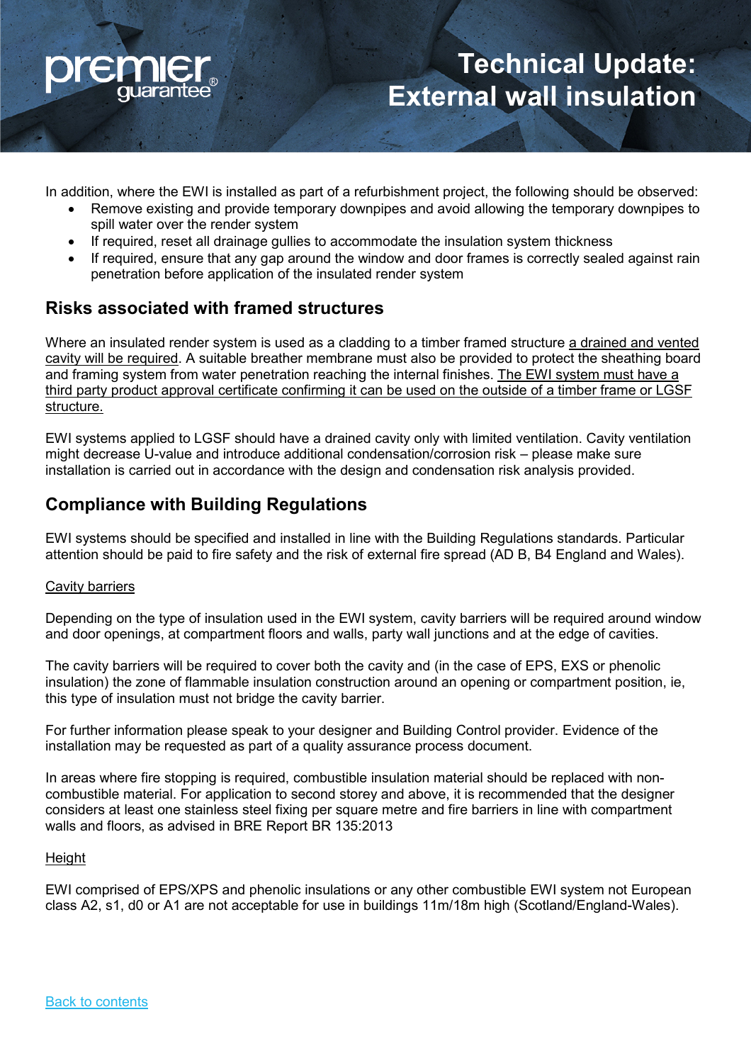In addition, where the EWI is installed as part of a refurbishment project, the following should be observed:

- Remove existing and provide temporary downpipes and avoid allowing the temporary downpipes to spill water over the render system
- If required, reset all drainage gullies to accommodate the insulation system thickness
- If required, ensure that any gap around the window and door frames is correctly sealed against rain penetration before application of the insulated render system

## Risks associated with framed structures

Where an insulated render system is used as a cladding to a timber framed structure a drained and vented cavity will be required. A suitable breather membrane must also be provided to protect the sheathing board and framing system from water penetration reaching the internal finishes. The EWI system must have a third party product approval certificate confirming it can be used on the outside of a timber frame or LGSF structure.

EWI systems applied to LGSF should have a drained cavity only with limited ventilation. Cavity ventilation might decrease U-value and introduce additional condensation/corrosion risk – please make sure installation is carried out in accordance with the design and condensation risk analysis provided.

## Compliance with Building Regulations

EWI systems should be specified and installed in line with the Building Regulations standards. Particular attention should be paid to fire safety and the risk of external fire spread (AD B, B4 England and Wales).

### Cavity barriers

Depending on the type of insulation used in the EWI system, cavity barriers will be required around window and door openings, at compartment floors and walls, party wall junctions and at the edge of cavities.

The cavity barriers will be required to cover both the cavity and (in the case of EPS, EXS or phenolic insulation) the zone of flammable insulation construction around an opening or compartment position, ie, this type of insulation must not bridge the cavity barrier.

For further information please speak to your designer and Building Control provider. Evidence of the installation may be requested as part of a quality assurance process document.

In areas where fire stopping is required, combustible insulation material should be replaced with non-combustible material. For application to second storey and above, it is recommended that the designer considers at least one stainless steel fixing per square metre and fire barriers in line with compartment walls and floors, as advised in BRE Report BR 135:2013

### Height

EWI comprised of EPS/XPS and phenolic insulations or any other combustible EWI system not European class A2, s1, d0 or A1 are not acceptable for use in buildings 11m/18m high (Scotland/England-Wales).

Back to contents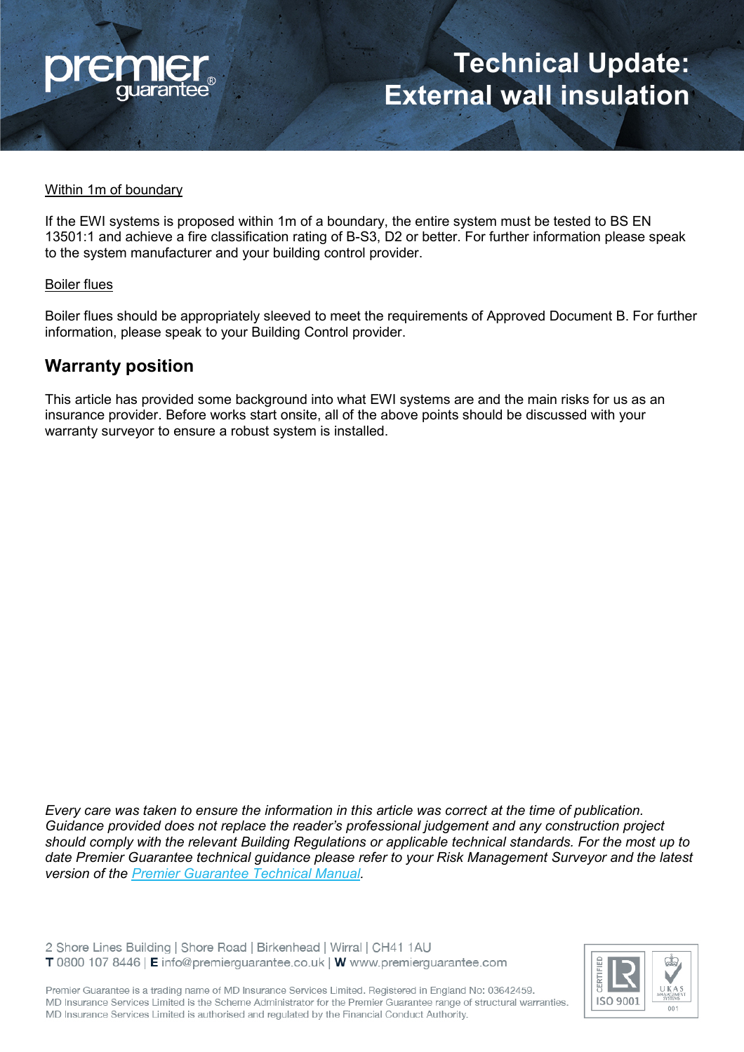Within 1m of boundary

If the EWI systems is proposed within 1m of a boundary, the entire system must be tested to BS EN 13501:1 and achieve a fire classification rating of B-S3, D2 or better. For further information please speak to the system manufacturer and your building control provider.

Boiler flues

Boiler flues should be appropriately sleeved to meet the requirements of Approved Document B. For further information, please speak to your Building Control provider.

## Warranty position

This article has provided some background into what EWI systems are and the main risks for us as an insurance provider. Before works start onsite, all of the above points should be discussed with your warranty surveyor to ensure a robust system is installed.

*Every care was taken to ensure the information in this article was correct at the time of publication. Guidance provided does not replace the reader's professional judgement and any construction project should comply with the relevant Building Regulations or applicable technical standards. For the most up to date Premier Guarantee technical guidance please refer to your Risk Management Surveyor and the latest version of the [Premier Guarantee Technical Manual](Premier Guarantee Technical Manual).*